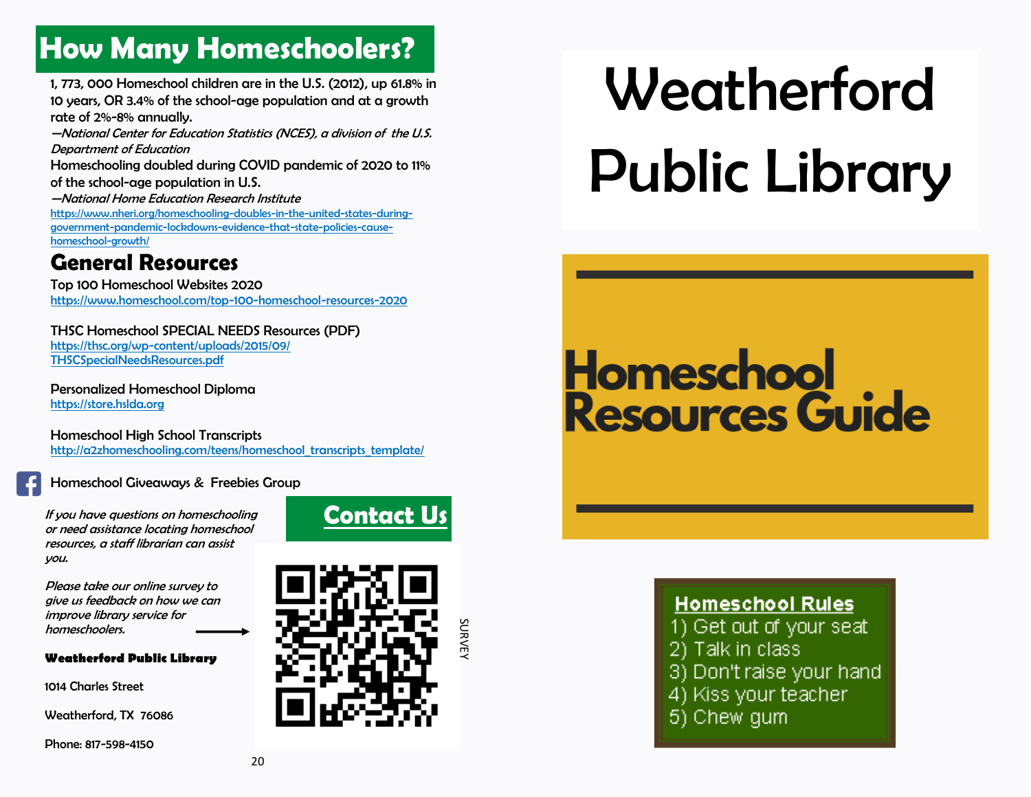## How Many Homeschoolers?

1, 773, 000 Homeschool children are in the U.S. (2012), up 61.8% in 10 years, OR 3.4% of the school-age population and at a growth rate of 2%-8% annually.

*—National Center for Education Statistics (NCES), a division of the U.S. Department of Education*

Homeschooling doubled during COVID pandemic of 2020 to 11% of the school-age population in U.S.

*—National Home Education Research Institute*

https://www.nheri.org/homeschooling-doubles-in-the-united-states-during-government-pandemic-lockdowns-evidence-that-state-policies-cause-homeschool-growth/

## General Resources

Top 100 Homeschool Websites 2020
https://www.homeschool.com/top-100-homeschool-resources-2020

THSC Homeschool SPECIAL NEEDS Resources (PDF)
https://thsc.org/wp-content/uploads/2015/09/THSCSpecialNeedsResources.pdf

Personalized Homeschool Diploma
https://store.hslda.org

Homeschool High School Transcripts
http://a2zhomeschooling.com/teens/homeschool_transcripts_template/

Homeschool Giveaways & Freebies Group

## Contact Us

*If you have questions on homeschooling or need assistance locating homeschool resources, a staff librarian can assist you.*

*Please take our online survey to give us feedback on how we can improve library service for homeschoolers.* →

SURVEY

**Weatherford Public Library**

1014 Charles Street

Weatherford, TX 76086

Phone: 817-598-4150

# Weatherford Public Library

# Homeschool Resources Guide

**Homeschool Rules**

1) Get out of your seat
2) Talk in class
3) Don't raise your hand
4) Kiss your teacher
5) Chew gum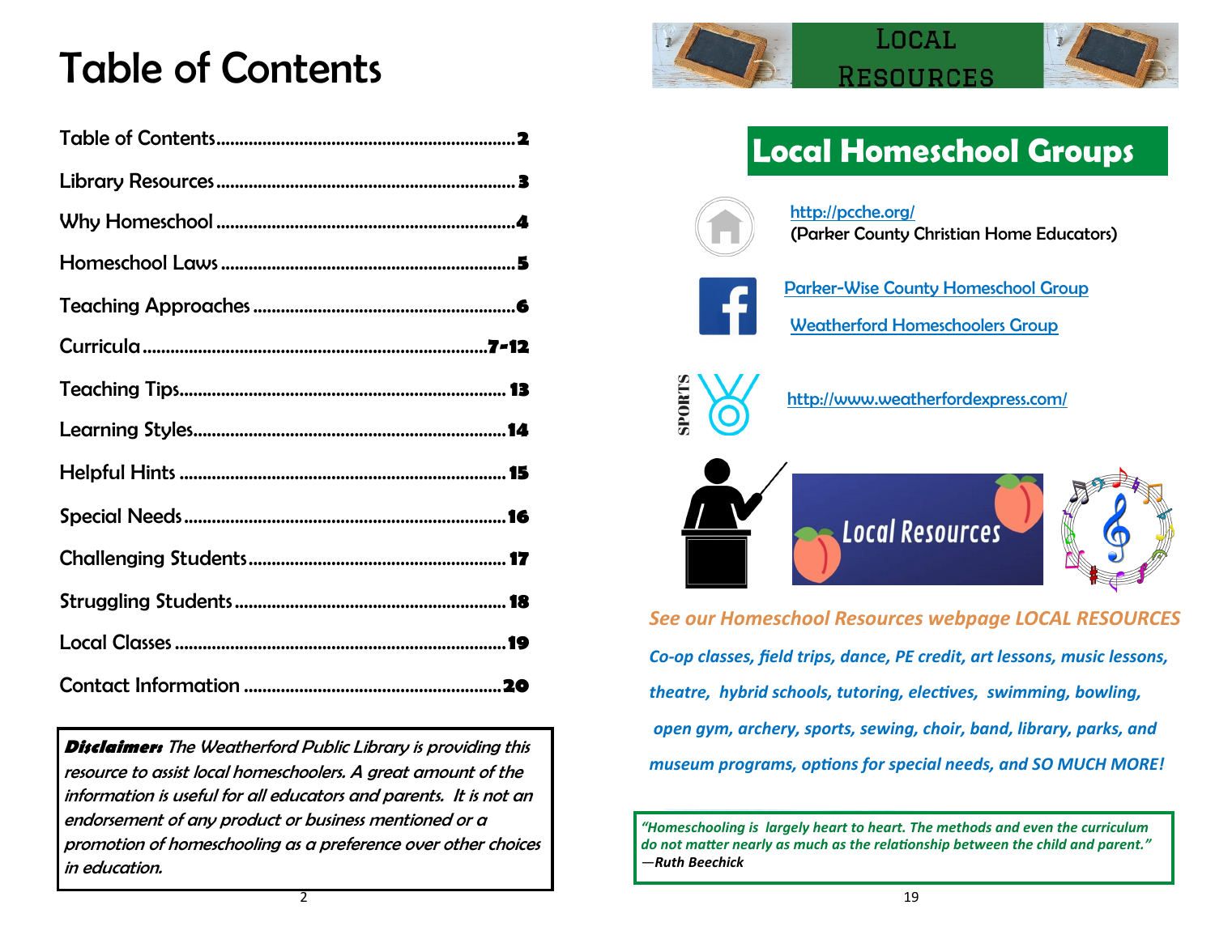# Table of Contents

| | |
|---|---|
| Table of Contents | **2** |
| Library Resources | **3** |
| Why Homeschool | **4** |
| Homeschool Laws | **5** |
| Teaching Approaches | **6** |
| Curricula | **7-12** |
| Teaching Tips | **13** |
| Learning Styles | **14** |
| Helpful Hints | **15** |
| Special Needs | **16** |
| Challenging Students | **17** |
| Struggling Students | **18** |
| Local Classes | **19** |
| Contact Information | **20** |

***Disclaimer:*** *The Weatherford Public Library is providing this resource to assist local homeschoolers. A great amount of the information is useful for all educators and parents. It is not an endorsement of any product or business mentioned or a promotion of homeschooling as a preference over other choices in education.*

# Local Resources

## Local Homeschool Groups

http://pcche.org/
(Parker County Christian Home Educators)

Parker-Wise County Homeschool Group

Weatherford Homeschoolers Group

SPORTS

http://www.weatherfordexpress.com/

Local Resources

*See our Homeschool Resources webpage LOCAL RESOURCES*

*Co-op classes, field trips, dance, PE credit, art lessons, music lessons, theatre, hybrid schools, tutoring, electives, swimming, bowling, open gym, archery, sports, sewing, choir, band, library, parks, and museum programs, options for special needs, and SO MUCH MORE!*

*"Homeschooling is largely heart to heart. The methods and even the curriculum do not matter nearly as much as the relationship between the child and parent."* —*Ruth Beechick*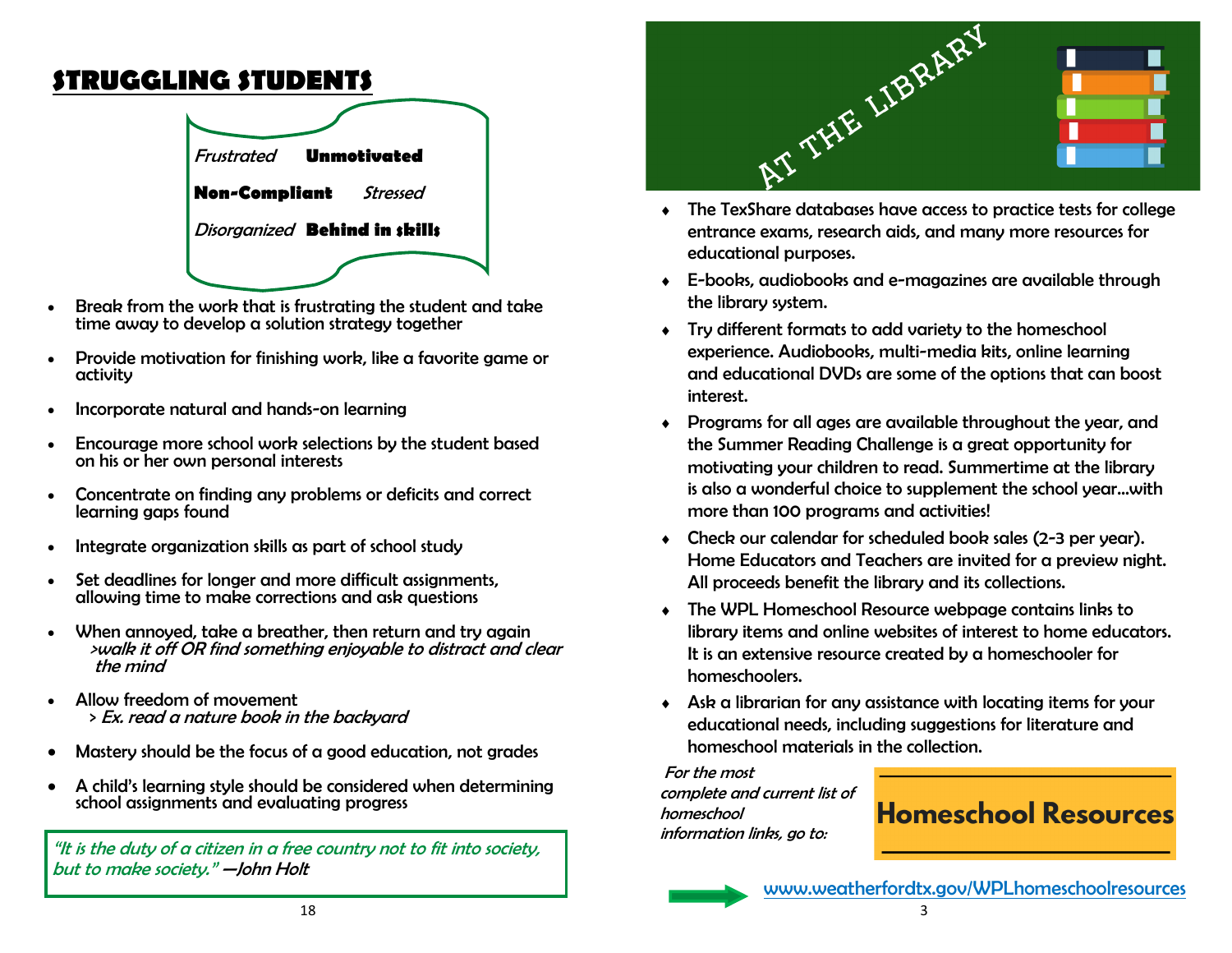## STRUGGLING STUDENTS

*Frustrated* **Unmotivated**

**Non-Compliant** *Stressed*

*Disorganized* **Behind in skills**

- Break from the work that is frustrating the student and take time away to develop a solution strategy together
- Provide motivation for finishing work, like a favorite game or activity
- Incorporate natural and hands-on learning
- Encourage more school work selections by the student based on his or her own personal interests
- Concentrate on finding any problems or deficits and correct learning gaps found
- Integrate organization skills as part of school study
- Set deadlines for longer and more difficult assignments, allowing time to make corrections and ask questions
- When annoyed, take a breather, then return and try again
  >*walk it off OR find something enjoyable to distract and clear the mind*
- Allow freedom of movement
  > *Ex. read a nature book in the backyard*
- Mastery should be the focus of a good education, not grades
- A child's learning style should be considered when determining school assignments and evaluating progress

*"It is the duty of a citizen in a free country not to fit into society, but to make society."* —John Holt

## AT THE LIBRARY

- The TexShare databases have access to practice tests for college entrance exams, research aids, and many more resources for educational purposes.
- E-books, audiobooks and e-magazines are available through the library system.
- Try different formats to add variety to the homeschool experience. Audiobooks, multi-media kits, online learning and educational DVDs are some of the options that can boost interest.
- Programs for all ages are available throughout the year, and the Summer Reading Challenge is a great opportunity for motivating your children to read. Summertime at the library is also a wonderful choice to supplement the school year…with more than 100 programs and activities!
- Check our calendar for scheduled book sales (2-3 per year). Home Educators and Teachers are invited for a preview night. All proceeds benefit the library and its collections.
- The WPL Homeschool Resource webpage contains links to library items and online websites of interest to home educators. It is an extensive resource created by a homeschooler for homeschoolers.
- Ask a librarian for any assistance with locating items for your educational needs, including suggestions for literature and homeschool materials in the collection.

*For the most complete and current list of homeschool information links, go to:*

**Homeschool Resources**

www.weatherfordtx.gov/WPLhomeschoolresources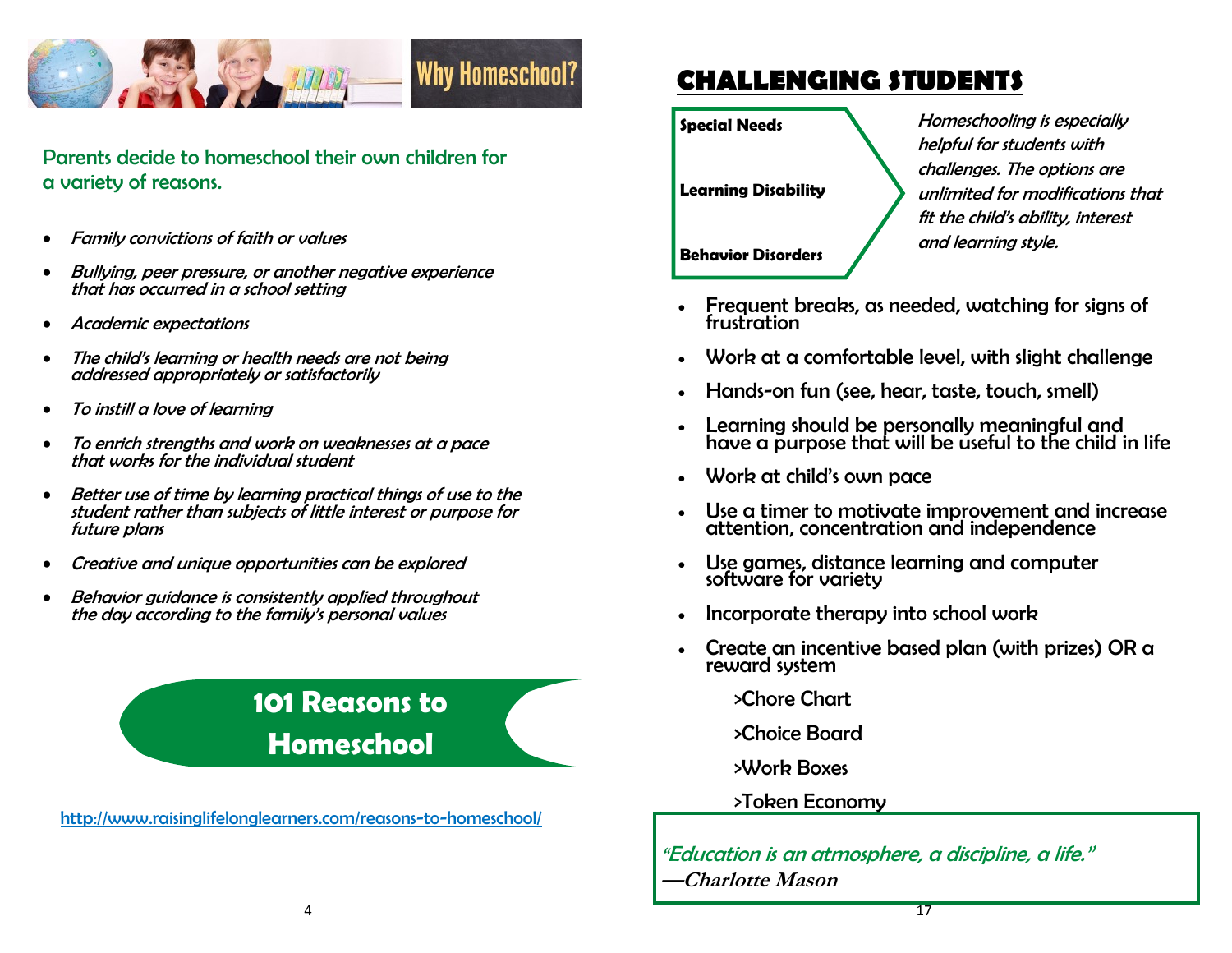## Why Homeschool?

Parents decide to homeschool their own children for a variety of reasons.

- *Family convictions of faith or values*
- *Bullying, peer pressure, or another negative experience that has occurred in a school setting*
- *Academic expectations*
- *The child's learning or health needs are not being addressed appropriately or satisfactorily*
- *To instill a love of learning*
- *To enrich strengths and work on weaknesses at a pace that works for the individual student*
- *Better use of time by learning practical things of use to the student rather than subjects of little interest or purpose for future plans*
- *Creative and unique opportunities can be explored*
- *Behavior guidance is consistently applied throughout the day according to the family's personal values*

**101 Reasons to Homeschool**

http://www.raisinglifelonglearners.com/reasons-to-homeschool/

## CHALLENGING STUDENTS

**Special Needs**

**Learning Disability**

**Behavior Disorders**

*Homeschooling is especially helpful for students with challenges. The options are unlimited for modifications that fit the child's ability, interest and learning style.*

- Frequent breaks, as needed, watching for signs of frustration
- Work at a comfortable level, with slight challenge
- Hands-on fun (see, hear, taste, touch, smell)
- Learning should be personally meaningful and have a purpose that will be useful to the child in life
- Work at child's own pace
- Use a timer to motivate improvement and increase attention, concentration and independence
- Use games, distance learning and computer software for variety
- Incorporate therapy into school work
- Create an incentive based plan (with prizes) OR a reward system

  >Chore Chart

  >Choice Board

  >Work Boxes

  >Token Economy

*"Education is an atmosphere, a discipline, a life."*
***—Charlotte Mason***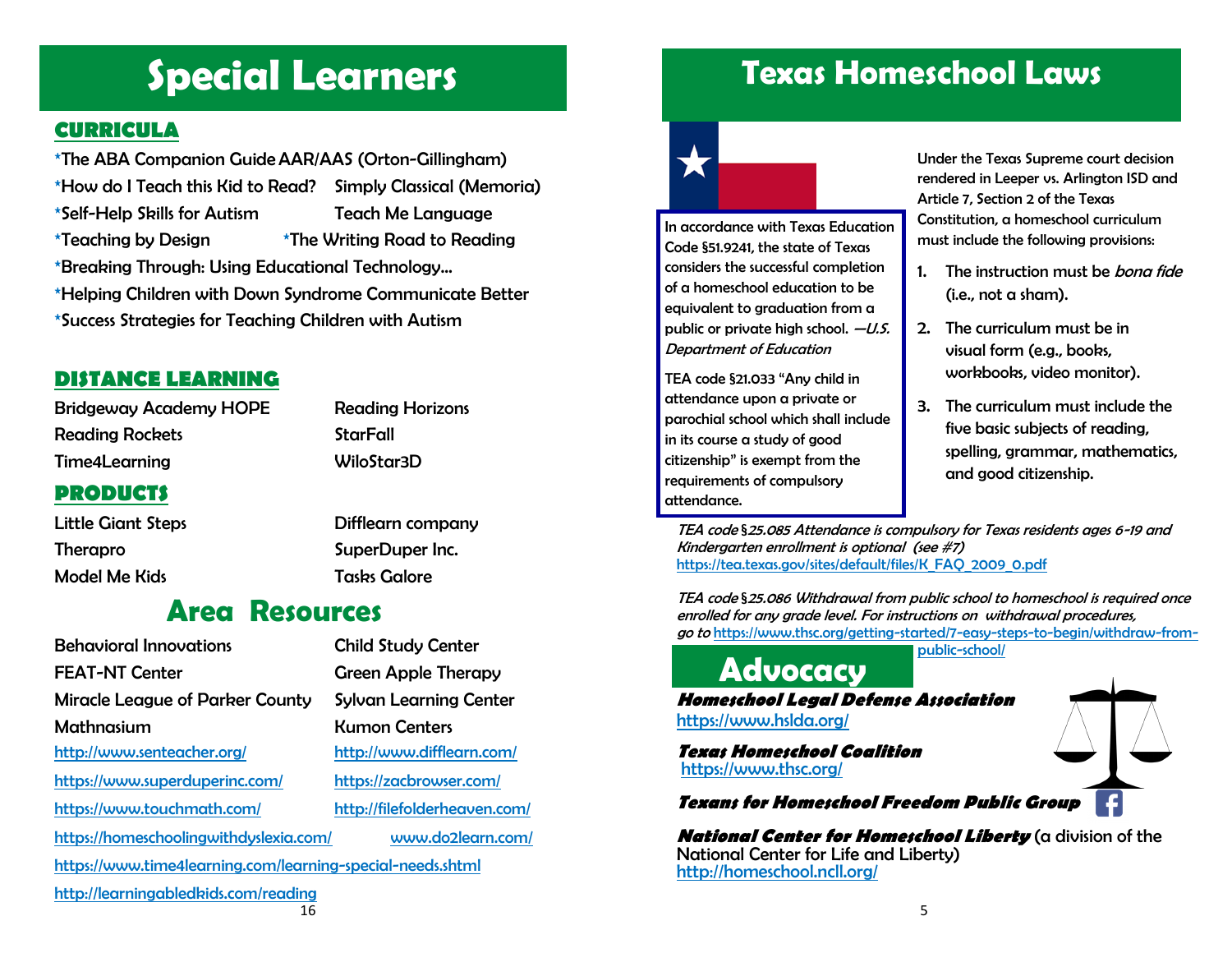# Special Learners

## CURRICULA

*The ABA Companion Guide
AAR/AAS (Orton-Gillingham)
*How do I Teach this Kid to Read?
Simply Classical (Memoria)
*Self-Help Skills for Autism
Teach Me Language
*Teaching by Design
*The Writing Road to Reading
*Breaking Through: Using Educational Technology…
*Helping Children with Down Syndrome Communicate Better
*Success Strategies for Teaching Children with Autism

## DISTANCE LEARNING

Bridgeway Academy HOPE
Reading Horizons
Reading Rockets
StarFall
Time4Learning
WiloStar3D

## PRODUCTS

Little Giant Steps
Difflearn company
Therapro
SuperDuper Inc.
Model Me Kids
Tasks Galore

## Area Resources

Behavioral Innovations
Child Study Center
FEAT-NT Center
Green Apple Therapy
Miracle League of Parker County
Sylvan Learning Center
Mathnasium
Kumon Centers

http://www.senteacher.org/
http://www.difflearn.com/
https://www.superduperinc.com/
https://zacbrowser.com/
https://www.touchmath.com/
http://filefolderheaven.com/
https://homeschoolingwithdyslexia.com/
www.do2learn.com/
https://www.time4learning.com/learning-special-needs.shtml
http://learningabledkids.com/reading

# Texas Homeschool Laws

In accordance with Texas Education Code §51.9241, the state of Texas considers the successful completion of a homeschool education to be equivalent to graduation from a public or private high school. *—U.S. Department of Education*

TEA code §21.033 "Any child in attendance upon a private or parochial school which shall include in its course a study of good citizenship" is exempt from the requirements of compulsory attendance.

Under the Texas Supreme court decision rendered in Leeper vs. Arlington ISD and Article 7, Section 2 of the Texas Constitution, a homeschool curriculum must include the following provisions:

1. The instruction must be *bona fide* (i.e., not a sham).
2. The curriculum must be in visual form (e.g., books, workbooks, video monitor).
3. The curriculum must include the five basic subjects of reading, spelling, grammar, mathematics, and good citizenship.

*TEA code §25.085 Attendance is compulsory for Texas residents ages 6-19 and Kindergarten enrollment is optional (see #7)*
https://tea.texas.gov/sites/default/files/K_FAQ_2009_0.pdf

*TEA code §25.086 Withdrawal from public school to homeschool is required once enrolled for any grade level. For instructions on withdrawal procedures, go to* https://www.thsc.org/getting-started/7-easy-steps-to-begin/withdraw-from-public-school/

## Advocacy

***Homeschool Legal Defense Association***
https://www.hslda.org/

***Texas Homeschool Coalition***
https://www.thsc.org/

***Texans for Homeschool Freedom Public Group***

***National Center for Homeschool Liberty*** (a division of the National Center for Life and Liberty)
http://homeschool.ncll.org/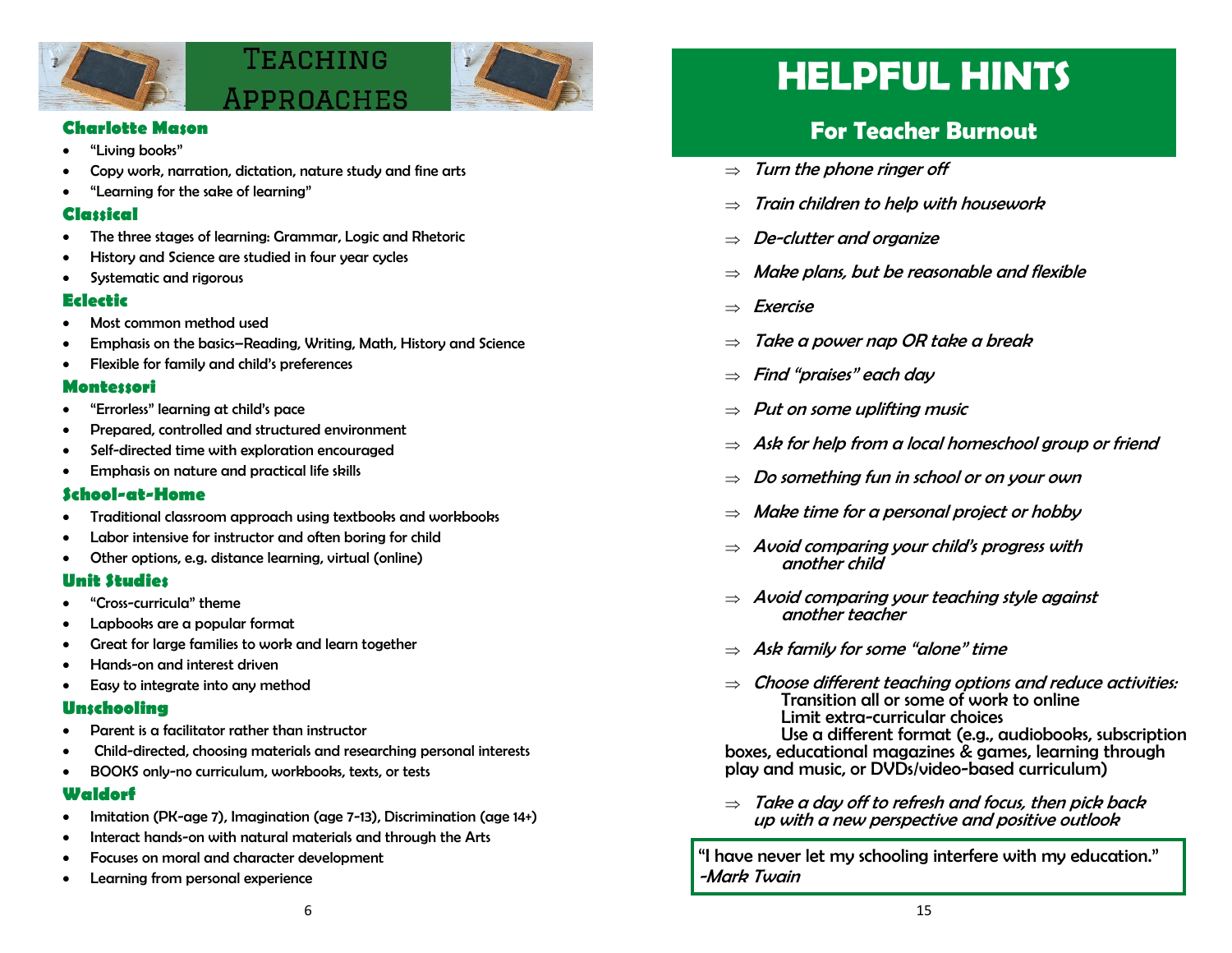# Teaching Approaches

### Charlotte Mason

- “Living books”
- Copy work, narration, dictation, nature study and fine arts
- “Learning for the sake of learning”

### Classical

- The three stages of learning: Grammar, Logic and Rhetoric
- History and Science are studied in four year cycles
- Systematic and rigorous

### Eclectic

- Most common method used
- Emphasis on the basics—Reading, Writing, Math, History and Science
- Flexible for family and child’s preferences

### Montessori

- “Errorless” learning at child’s pace
- Prepared, controlled and structured environment
- Self-directed time with exploration encouraged
- Emphasis on nature and practical life skills

### School-at-Home

- Traditional classroom approach using textbooks and workbooks
- Labor intensive for instructor and often boring for child
- Other options, e.g. distance learning, virtual (online)

### Unit Studies

- “Cross-curricula” theme
- Lapbooks are a popular format
- Great for large families to work and learn together
- Hands-on and interest driven
- Easy to integrate into any method

### Unschooling

- Parent is a facilitator rather than instructor
- Child-directed, choosing materials and researching personal interests
- BOOKS only-no curriculum, workbooks, texts, or tests

### Waldorf

- Imitation (PK-age 7), Imagination (age 7-13), Discrimination (age 14+)
- Interact hands-on with natural materials and through the Arts
- Focuses on moral and character development
- Learning from personal experience

# HELPFUL HINTS

## For Teacher Burnout

⇒ *Turn the phone ringer off*

⇒ *Train children to help with housework*

⇒ *De-clutter and organize*

⇒ *Make plans, but be reasonable and flexible*

⇒ *Exercise*

⇒ *Take a power nap OR take a break*

⇒ *Find “praises” each day*

⇒ *Put on some uplifting music*

⇒ *Ask for help from a local homeschool group or friend*

⇒ *Do something fun in school or on your own*

⇒ *Make time for a personal project or hobby*

⇒ *Avoid comparing your child’s progress with another child*

⇒ *Avoid comparing your teaching style against another teacher*

⇒ *Ask family for some “alone” time*

⇒ *Choose different teaching options and reduce activities:*
Transition all or some of work to online
Limit extra-curricular choices
Use a different format (e.g., audiobooks, subscription boxes, educational magazines & games, learning through play and music, or DVDs/video-based curriculum)

⇒ *Take a day off to refresh and focus, then pick back up with a new perspective and positive outlook*

> “I have never let my schooling interfere with my education.”
> *-Mark Twain*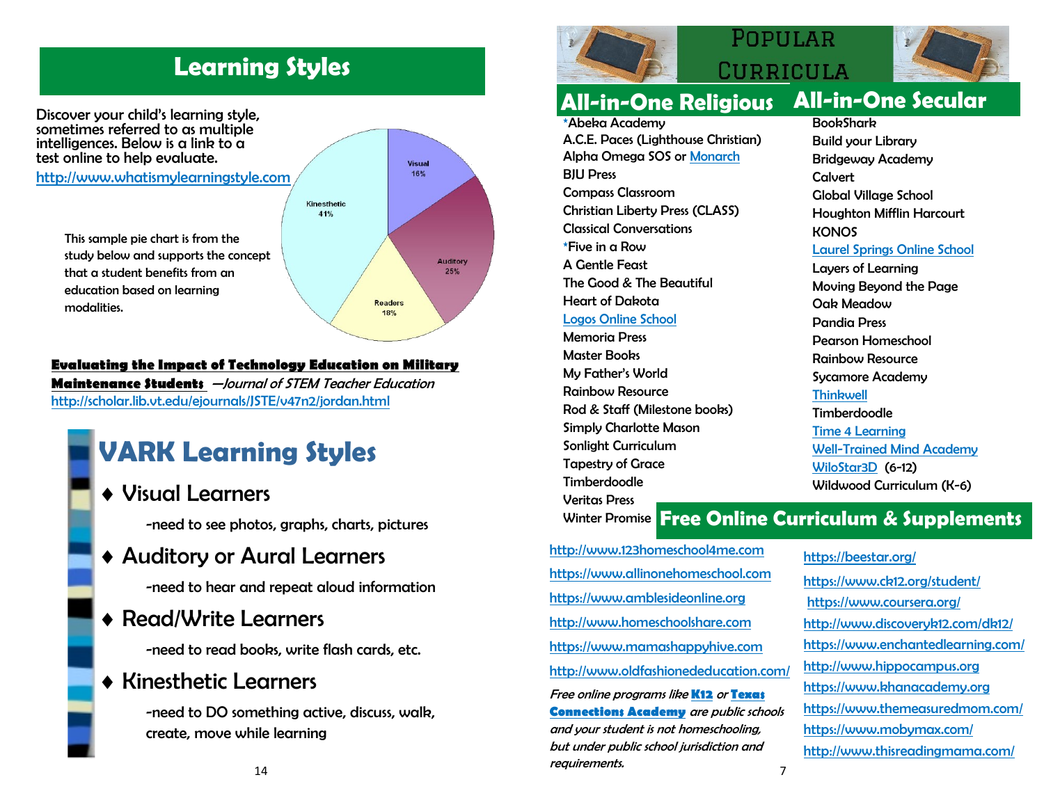## Learning Styles

Discover your child's learning style, sometimes referred to as multiple intelligences. Below is a link to a test online to help evaluate.

http://www.whatismylearningstyle.com

This sample pie chart is from the study below and supports the concept that a student benefits from an education based on learning modalities.

| Learning Style | Percentage |
|---|---|
| Visual | 16% |
| Auditory | 25% |
| Readers | 18% |
| Kinesthetic | 41% |

**Evaluating the Impact of Technology Education on Military Maintenance Students** —*Journal of STEM Teacher Education*
http://scholar.lib.vt.edu/ejournals/JSTE/v47n2/jordan.html

## VARK Learning Styles

- **Visual Learners**
  - -need to see photos, graphs, charts, pictures
- **Auditory or Aural Learners**
  - -need to hear and repeat aloud information
- **Read/Write Learners**
  - -need to read books, write flash cards, etc.
- **Kinesthetic Learners**
  - -need to DO something active, discuss, walk, create, move while learning

## Popular Curricula

### All-in-One Religious

- *Abeka Academy
- A.C.E. Paces (Lighthouse Christian)
- Alpha Omega SOS or Monarch
- BJU Press
- Compass Classroom
- Christian Liberty Press (CLASS)
- Classical Conversations
- *Five in a Row
- A Gentle Feast
- The Good & The Beautiful
- Heart of Dakota
- Logos Online School
- Memoria Press
- Master Books
- My Father's World
- Rainbow Resource
- Rod & Staff (Milestone books)
- Simply Charlotte Mason
- Sonlight Curriculum
- Tapestry of Grace
- Timberdoodle
- Veritas Press
- Winter Promise

### All-in-One Secular

- BookShark
- Build your Library
- Bridgeway Academy
- Calvert
- Global Village School
- Houghton Mifflin Harcourt
- KONOS
- Laurel Springs Online School
- Layers of Learning
- Moving Beyond the Page
- Oak Meadow
- Pandia Press
- Pearson Homeschool
- Rainbow Resource
- Sycamore Academy
- Thinkwell
- Timberdoodle
- Time 4 Learning
- Well-Trained Mind Academy
- WiloStar3D (6-12)
- Wildwood Curriculum (K-6)

### Free Online Curriculum & Supplements

- http://www.123homeschool4me.com
- https://www.allinonehomeschool.com
- https://www.amblesideonline.org
- http://www.homeschoolshare.com
- https://www.mamashappyhive.com
- http://www.oldfashionededucation.com/
- https://beestar.org/
- https://www.ck12.org/student/
- https://www.coursera.org/
- http://www.discoveryk12.com/dk12/
- https://www.enchantedlearning.com/
- http://www.hippocampus.org
- https://www.khanacademy.org
- https://www.themeasuredmom.com/
- https://www.mobymax.com/
- http://www.thisreadingmama.com/

*Free online programs like **K12** or **Texas Connections Academy** are public schools and your student is not homeschooling, but under public school jurisdiction and requirements.*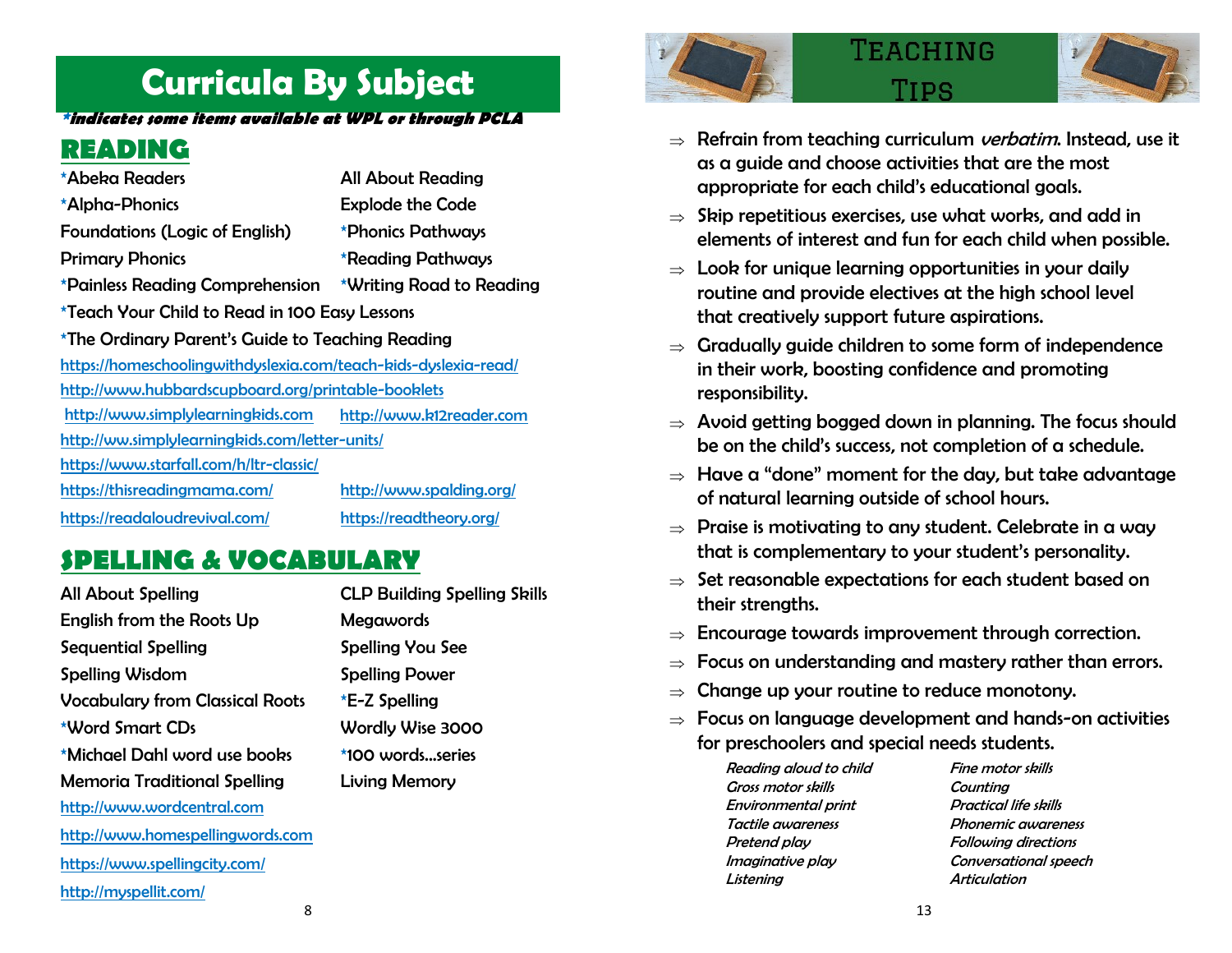# Curricula By Subject

***indicates some items available at WPL or through PCLA***

## READING

*Abeka Readers

All About Reading

*Alpha-Phonics

Explode the Code

Foundations (Logic of English)

*Phonics Pathways

Primary Phonics

*Reading Pathways

*Painless Reading Comprehension

*Writing Road to Reading

*Teach Your Child to Read in 100 Easy Lessons

*The Ordinary Parent's Guide to Teaching Reading

https://homeschoolingwithdyslexia.com/teach-kids-dyslexia-read/

http://www.hubbardscupboard.org/printable-booklets

http://www.simplylearningkids.com

http://www.k12reader.com

http://ww.simplylearningkids.com/letter-units/

https://www.starfall.com/h/ltr-classic/

https://thisreadingmama.com/

http://www.spalding.org/

https://readaloudrevival.com/

https://readtheory.org/

## SPELLING & VOCABULARY

All About Spelling

CLP Building Spelling Skills

English from the Roots Up

Megawords

Sequential Spelling

Spelling You See

Spelling Wisdom

Spelling Power

Vocabulary from Classical Roots

*E-Z Spelling

*Word Smart CDs

Wordly Wise 3000

*Michael Dahl word use books

*100 words…series

Memoria Traditional Spelling

Living Memory

http://www.wordcentral.com

http://www.homespellingwords.com

https://www.spellingcity.com/

http://myspellit.com/

# Teaching Tips

- Refrain from teaching curriculum *verbatim*. Instead, use it as a guide and choose activities that are the most appropriate for each child's educational goals.
- Skip repetitious exercises, use what works, and add in elements of interest and fun for each child when possible.
- Look for unique learning opportunities in your daily routine and provide electives at the high school level that creatively support future aspirations.
- Gradually guide children to some form of independence in their work, boosting confidence and promoting responsibility.
- Avoid getting bogged down in planning. The focus should be on the child's success, not completion of a schedule.
- Have a "done" moment for the day, but take advantage of natural learning outside of school hours.
- Praise is motivating to any student. Celebrate in a way that is complementary to your student's personality.
- Set reasonable expectations for each student based on their strengths.
- Encourage towards improvement through correction.
- Focus on understanding and mastery rather than errors.
- Change up your routine to reduce monotony.
- Focus on language development and hands-on activities for preschoolers and special needs students.

*Reading aloud to child*
*Gross motor skills*
*Environmental print*
*Tactile awareness*
*Pretend play*
*Imaginative play*
*Listening*
*Fine motor skills*
*Counting*
*Practical life skills*
*Phonemic awareness*
*Following directions*
*Conversational speech*
*Articulation*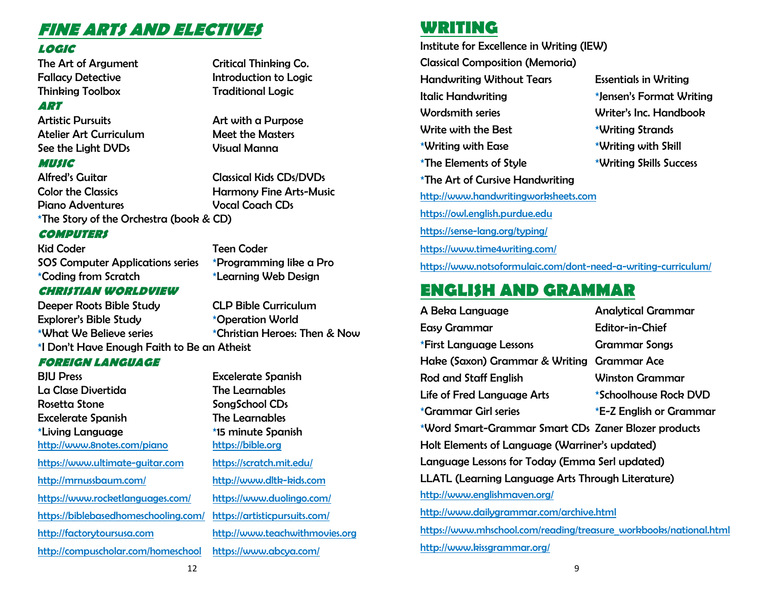# FINE ARTS AND ELECTIVES

## LOGIC

The Art of Argument
Fallacy Detective
Thinking Toolbox
Critical Thinking Co.
Introduction to Logic
Traditional Logic

## ART

Artistic Pursuits
Atelier Art Curriculum
See the Light DVDs
Art with a Purpose
Meet the Masters
Visual Manna

## MUSIC

Alfred's Guitar
Color the Classics
Piano Adventures
Classical Kids CDs/DVDs
Harmony Fine Arts-Music
Vocal Coach CDs
*The Story of the Orchestra (book & CD)

## COMPUTERS

Kid Coder
SOS Computer Applications series
*Coding from Scratch
Teen Coder
*Programming like a Pro
*Learning Web Design

## CHRISTIAN WORLDVIEW

Deeper Roots Bible Study
Explorer's Bible Study
*What We Believe series
CLP Bible Curriculum
*Operation World
*Christian Heroes: Then & Now
*I Don't Have Enough Faith to Be an Atheist

## FOREIGN LANGUAGE

BJU Press
La Clase Divertida
Rosetta Stone
Excelerate Spanish
*Living Language
Excelerate Spanish
The Learnables
SongSchool CDs
The Learnables
*15 minute Spanish

http://www.8notes.com/piano
https://www.ultimate-guitar.com
http://mrnussbaum.com/
https://www.rocketlanguages.com/
https://biblebasedhomeschooling.com/
http://factorytoursusa.com
http://compuscholar.com/homeschool
https://bible.org
https://scratch.mit.edu/
http://www.dltk-kids.com
https://www.duolingo.com/
https://artisticpursuits.com/
http://www.teachwithmovies.org
https://www.abcya.com/

# WRITING

Institute for Excellence in Writing (IEW)
Classical Composition (Memoria)
Handwriting Without Tears
Italic Handwriting
Wordsmith series
Write with the Best
*Writing with Ease
*The Elements of Style
*The Art of Cursive Handwriting
Essentials in Writing
*Jensen's Format Writing
Writer's Inc. Handbook
*Writing Strands
*Writing with Skill
*Writing Skills Success

http://www.handwritingworksheets.com
https://owl.english.purdue.edu
https://sense-lang.org/typing/
https://www.time4writing.com/
https://www.notsoformulaic.com/dont-need-a-writing-curriculum/

# ENGLISH AND GRAMMAR

A Beka Language
Easy Grammar
*First Language Lessons
Hake (Saxon) Grammar & Writing
Rod and Staff English
Life of Fred Language Arts
*Grammar Girl series
*Word Smart-Grammar Smart CDs
Analytical Grammar
Editor-in-Chief
Grammar Songs
Grammar Ace
Winston Grammar
*Schoolhouse Rock DVD
*E-Z English or Grammar
Zaner Blozer products
Holt Elements of Language (Warriner's updated)
Language Lessons for Today (Emma Serl updated)
LLATL (Learning Language Arts Through Literature)

http://www.englishmaven.org/
http://www.dailygrammar.com/archive.html
https://www.mhschool.com/reading/treasure_workbooks/national.html
http://www.kissgrammar.org/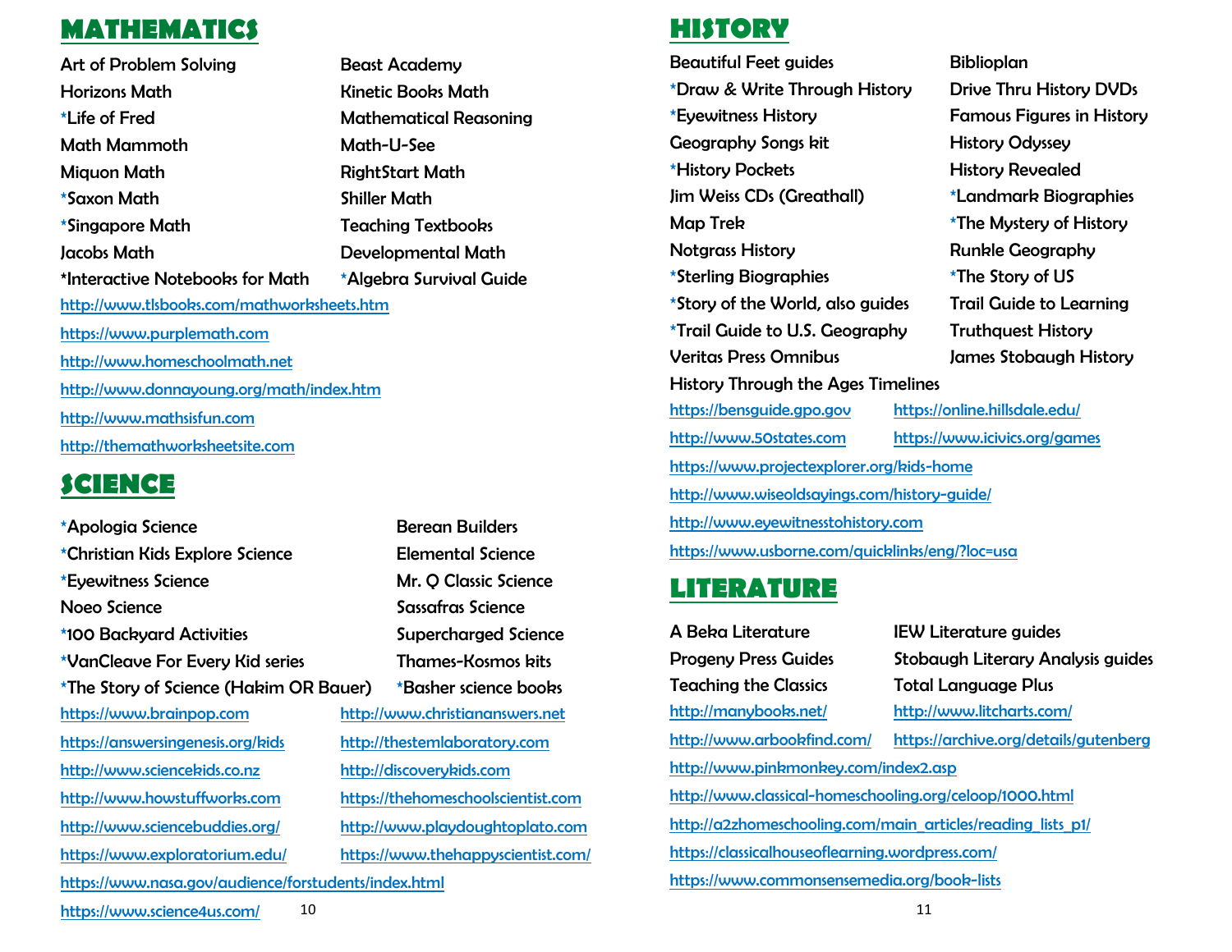## MATHEMATICS

Art of Problem Solving
Beast Academy
Horizons Math
Kinetic Books Math
*Life of Fred
Mathematical Reasoning
Math Mammoth
Math-U-See
Miquon Math
RightStart Math
*Saxon Math
Shiller Math
*Singapore Math
Teaching Textbooks
Jacobs Math
Developmental Math
*Interactive Notebooks for Math
*Algebra Survival Guide

http://www.tlsbooks.com/mathworksheets.htm
https://www.purplemath.com
http://www.homeschoolmath.net
http://www.donnayoung.org/math/index.htm
http://www.mathsisfun.com
http://themathworksheetsite.com

## SCIENCE

*Apologia Science
Berean Builders
*Christian Kids Explore Science
Elemental Science
*Eyewitness Science
Mr. Q Classic Science
Noeo Science
Sassafras Science
*100 Backyard Activities
Supercharged Science
*VanCleave For Every Kid series
Thames-Kosmos kits
*The Story of Science (Hakim OR Bauer)
*Basher science books

https://www.brainpop.com
http://www.christiananswers.net
https://answersingenesis.org/kids
http://thestemlaboratory.com
http://www.sciencekids.co.nz
http://discoverykids.com
http://www.howstuffworks.com
https://thehomeschoolscientist.com
http://www.sciencebuddies.org/
http://www.playdoughtoplato.com
https://www.exploratorium.edu/
https://www.thehappyscientist.com/
https://www.nasa.gov/audience/forstudents/index.html
https://www.science4us.com/

## HISTORY

Beautiful Feet guides
Biblioplan
*Draw & Write Through History
Drive Thru History DVDs
*Eyewitness History
Famous Figures in History
Geography Songs kit
History Odyssey
*History Pockets
History Revealed
Jim Weiss CDs (Greathall)
*Landmark Biographies
Map Trek
*The Mystery of History
Notgrass History
Runkle Geography
*Sterling Biographies
*The Story of US
*Story of the World, also guides
Trail Guide to Learning
*Trail Guide to U.S. Geography
Truthquest History
Veritas Press Omnibus
James Stobaugh History
History Through the Ages Timelines

https://bensguide.gpo.gov
https://online.hillsdale.edu/
http://www.50states.com
https://www.icivics.org/games
https://www.projectexplorer.org/kids-home
http://www.wiseoldsayings.com/history-guide/
http://www.eyewitnesstohistory.com
https://www.usborne.com/quicklinks/eng/?loc=usa

## LITERATURE

A Beka Literature
IEW Literature guides
Progeny Press Guides
Stobaugh Literary Analysis guides
Teaching the Classics
Total Language Plus

http://manybooks.net/
http://www.litcharts.com/
http://www.arbookfind.com/
https://archive.org/details/gutenberg
http://www.pinkmonkey.com/index2.asp
http://www.classical-homeschooling.org/celoop/1000.html
http://a2zhomeschooling.com/main_articles/reading_lists_p1/
https://classicalhouseoflearning.wordpress.com/
https://www.commonsensemedia.org/book-lists